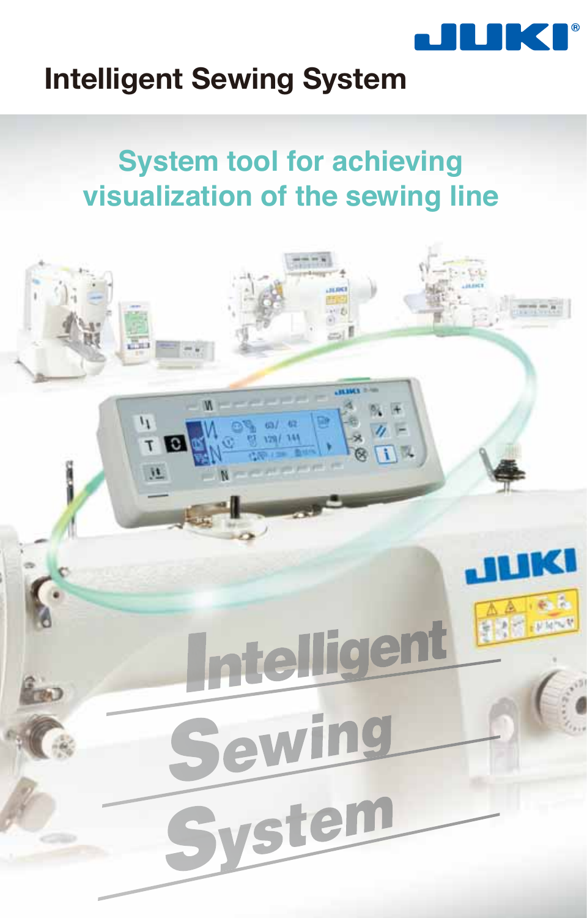JUKI

# Intelligent Sewing System

## System tool for achieving visualization of the sewing line

Intelligent Sewing System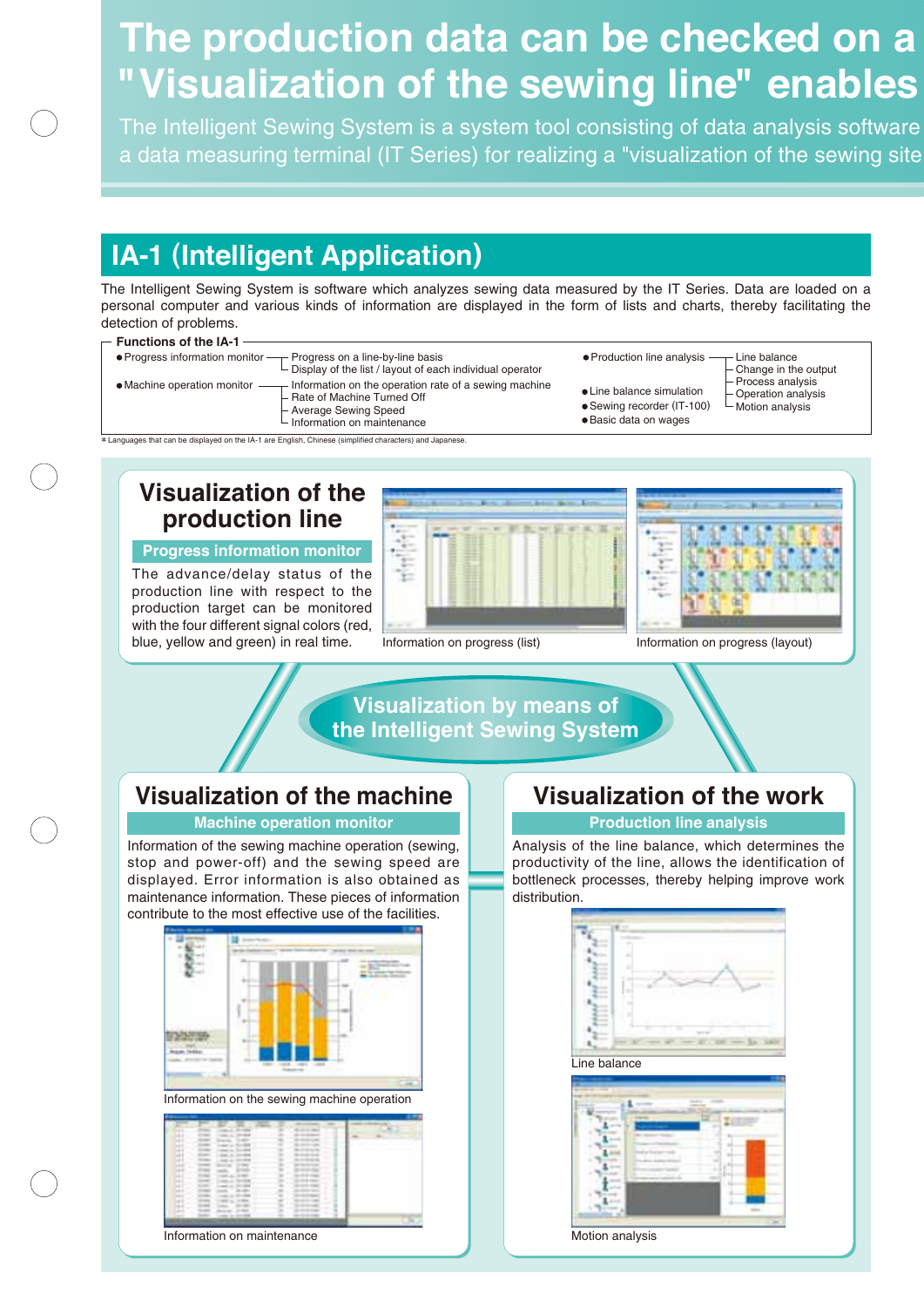# The production data can be checked on a "Visualization of the sewing line" enables

The Intelligent Sewing System is a system tool consisting of data analysis software a data measuring terminal (IT Series) for realizing a "visualization of the sewing site

## IA-1 (Intelligent Application)

The Intelligent Sewing System is software which analyzes sewing data measured by the IT Series. Data are loaded on a personal computer and various kinds of information are displayed in the form of lists and charts, thereby facilitating the detection of problems.

**Functions of the IA-1**

- Progress information monitor
  - Progress on a line-by-line basis
  - Display of the list / layout of each individual operator
- Machine operation monitor
  - Information on the operation rate of a sewing machine
  - Rate of Machine Turned Off
  - Average Sewing Speed
  - Information on maintenance
- Production line analysis
  - Line balance
  - Change in the output
  - Process analysis
  - Operation analysis
  - Motion analysis
- Line balance simulation
- Sewing recorder (IT-100)
- Basic data on wages

* Languages that can be displayed on the IA-1 are English, Chinese (simplified characters) and Japanese.

### Visualization of the production line

**Progress information monitor**

The advance/delay status of the production line with respect to the production target can be monitored with the four different signal colors (red, blue, yellow and green) in real time.

Information on progress (list)

Information on progress (layout)

**Visualization by means of the Intelligent Sewing System**

### Visualization of the machine

**Machine operation monitor**

Information of the sewing machine operation (sewing, stop and power-off) and the sewing speed are displayed. Error information is also obtained as maintenance information. These pieces of information contribute to the most effective use of the facilities.

Information on the sewing machine operation

Information on maintenance

### Visualization of the work

**Production line analysis**

Analysis of the line balance, which determines the productivity of the line, allows the identification of bottleneck processes, thereby helping improve work distribution.

Line balance

Motion analysis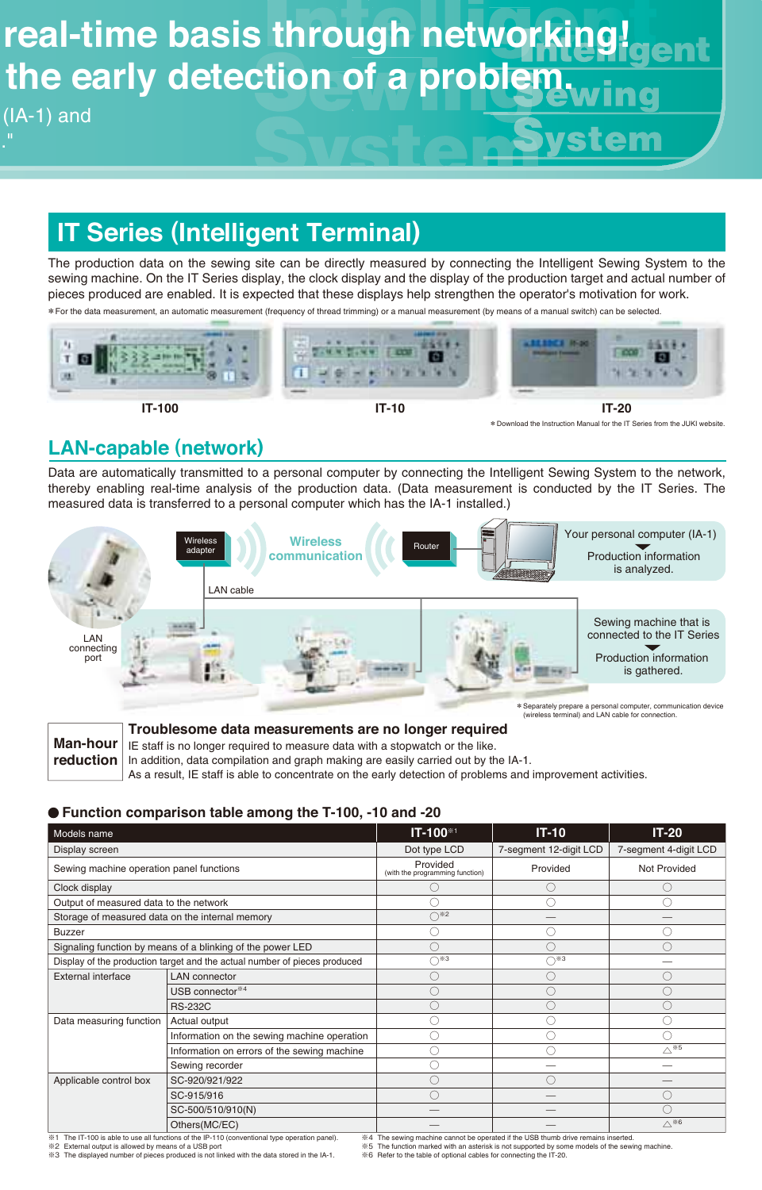real-time basis through networking!
the early detection of a problem.
(IA-1) and
."

Intelligent Sewing System

## IT Series (Intelligent Terminal)

The production data on the sewing site can be directly measured by connecting the Intelligent Sewing System to the sewing machine. On the IT Series display, the clock display and the display of the production target and actual number of pieces produced are enabled. It is expected that these displays help strengthen the operator's motivation for work.

*For the data measurement, an automatic measurement (frequency of thread trimming) or a manual measurement (by means of a manual switch) can be selected.

IT-100 IT-10 IT-20

*Download the Instruction Manual for the IT Series from the JUKI website.

## LAN-capable (network)

Data are automatically transmitted to a personal computer by connecting the Intelligent Sewing System to the network, thereby enabling real-time analysis of the production data. (Data measurement is conducted by the IT Series. The measured data is transferred to a personal computer which has the IA-1 installed.)

Wireless adapter — Wireless communication — Router — Your personal computer (IA-1) → Production information is analyzed.

LAN cable

LAN connecting port

Sewing machine that is connected to the IT Series → Production information is gathered.

*Separately prepare a personal computer, communication device (wireless terminal) and LAN cable for connection.

**Man-hour reduction**

### Troublesome data measurements are no longer required

IE staff is no longer required to measure data with a stopwatch or the like.
In addition, data compilation and graph making are easily carried out by the IA-1.
As a result, IE staff is able to concentrate on the early detection of problems and improvement activities.

### ● Function comparison table among the T-100, -10 and -20

| Models name | | IT-100※1 | IT-10 | IT-20 |
|---|---|---|---|---|
| Display screen | | Dot type LCD | 7-segment 12-digit LCD | 7-segment 4-digit LCD |
| Sewing machine operation panel functions | | Provided (with the programming function) | Provided | Not Provided |
| Clock display | | ○ | ○ | ○ |
| Output of measured data to the network | | ○ | ○ | ○ |
| Storage of measured data on the internal memory | | ○※2 | — | — |
| Buzzer | | ○ | ○ | ○ |
| Signaling function by means of a blinking of the power LED | | ○ | ○ | ○ |
| Display of the production target and actual number of pieces produced | | ○※3 | ○※3 | — |
| External interface | LAN connector | ○ | ○ | ○ |
| | USB connector※4 | ○ | ○ | ○ |
| | RS-232C | ○ | ○ | ○ |
| Data measuring function | Actual output | ○ | ○ | ○ |
| | Information on the sewing machine operation | ○ | ○ | ○ |
| | Information on errors of the sewing machine | ○ | ○ | △※5 |
| | Sewing recorder | ○ | — | — |
| Applicable control box | SC-920/921/922 | ○ | ○ | — |
| | SC-915/916 | ○ | — | ○ |
| | SC-500/510/910(N) | — | — | ○ |
| | Others(MC/EC) | — | — | △※6 |

※1 The IT-100 is able to use all functions of the IP-110 (conventional type operation panel).
※2 External output is allowed by means of a USB port
※3 The displayed number of pieces produced is not linked with the data stored in the IA-1.
※4 The sewing machine cannot be operated if the USB thumb drive remains inserted.
※5 The function marked with an asterisk is not supported by some models of the sewing machine.
※6 Refer to the table of optional cables for connecting the IT-20.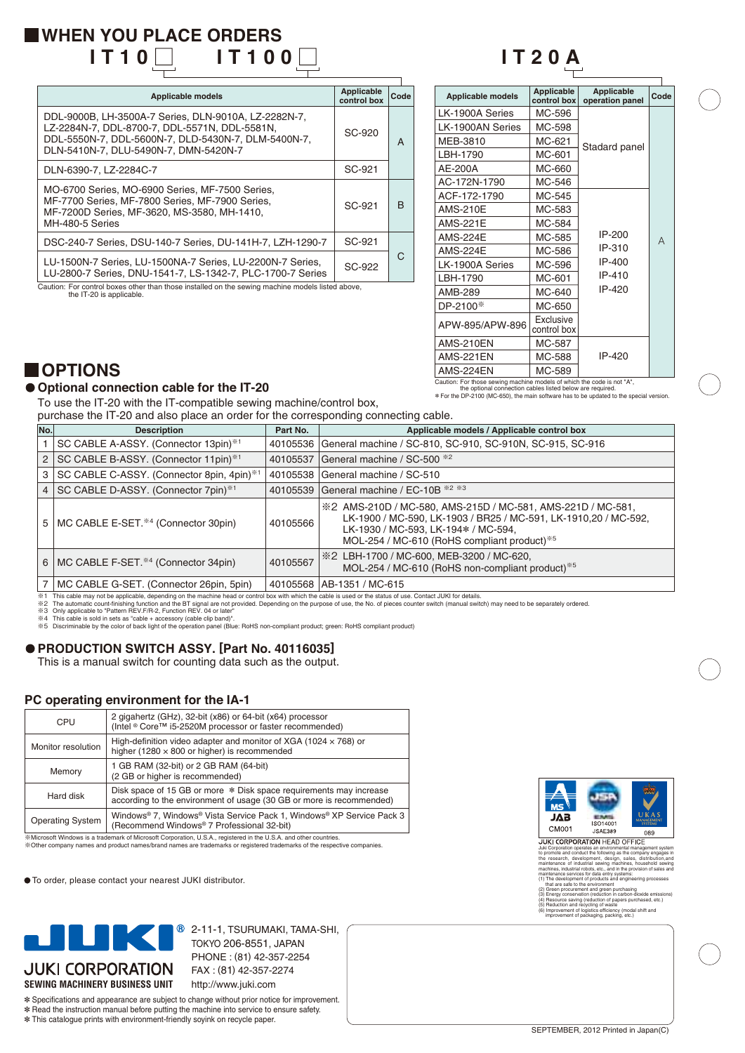# WHEN YOU PLACE ORDERS

**IT10□　IT100□**

| Applicable models | Applicable control box | Code |
|---|---|---|
| DDL-9000B, LH-3500A-7 Series, DLN-9010A, LZ-2282N-7, LZ-2284N-7, DDL-8700-7, DDL-5571N, DDL-5581N, DDL-5550N-7, DDL-5600N-7, DLD-5430N-7, DLM-5400N-7, DLN-5410N-7, DLU-5490N-7, DMN-5420N-7 | SC-920 | A |
| DLN-6390-7, LZ-2284C-7 | SC-921 | |
| MO-6700 Series, MO-6900 Series, MF-7500 Series, MF-7700 Series, MF-7800 Series, MF-7900 Series, MF-7200D Series, MF-3620, MS-3580, MH-1410, MH-480-5 Series | SC-921 | B |
| DSC-240-7 Series, DSU-140-7 Series, DU-141H-7, LZH-1290-7 | SC-921 | C |
| LU-1500N-7 Series, LU-1500NA-7 Series, LU-2200N-7 Series, LU-2800-7 Series, DNU-1541-7, LS-1342-7, PLC-1700-7 Series | SC-922 | |

Caution: For control boxes other than those installed on the sewing machine models listed above, the IT-20 is applicable.

**IT20A**

| Applicable models | Applicable control box | Applicable operation panel | Code |
|---|---|---|---|
| LK-1900A Series | MC-596 | Stadard panel | A |
| LK-1900AN Series | MC-598 | | |
| MEB-3810 | MC-621 | | |
| LBH-1790 | MC-601 | | |
| AE-200A | MC-660 | | |
| AC-172N-1790 | MC-546 | IP-200 IP-310 IP-400 IP-410 IP-420 | |
| ACF-172-1790 | MC-545 | | |
| AMS-210E | MC-583 | | |
| AMS-221E | MC-584 | | |
| AMS-224E | MC-585 | | |
| AMS-224E | MC-586 | | |
| LK-1900A Series | MC-596 | | |
| LBH-1790 | MC-601 | | |
| AMB-289 | MC-640 | | |
| DP-2100※ | MC-650 | | |
| APW-895/APW-896 | Exclusive control box | | |
| AMS-210EN | MC-587 | IP-420 | |
| AMS-221EN | MC-588 | | |
| AMS-224EN | MC-589 | | |

Caution: For those sewing machine models of which the code is not "A", the optional connection cables listed below are required.
＊For the DP-2100 (MC-650), the main software has to be updated to the special version.

# OPTIONS

## ● Optional connection cable for the IT-20

To use the IT-20 with the IT-compatible sewing machine/control box, purchase the IT-20 and also place an order for the corresponding connecting cable.

| No. | Description | Part No. | Applicable models / Applicable control box |
|---|---|---|---|
| 1 | SC CABLE A-ASSY. (Connector 13pin)※1 | 40105536 | General machine / SC-810, SC-910, SC-910N, SC-915, SC-916 |
| 2 | SC CABLE B-ASSY. (Connector 11pin)※1 | 40105537 | General machine / SC-500 ※2 |
| 3 | SC CABLE C-ASSY. (Connector 8pin, 4pin)※1 | 40105538 | General machine / SC-510 |
| 4 | SC CABLE D-ASSY. (Connector 7pin)※1 | 40105539 | General machine / EC-10B ※2 ※3 |
| 5 | MC CABLE E-SET.※4 (Connector 30pin) | 40105566 | ※2 AMS-210D / MC-580, AMS-215D / MC-581, AMS-221D / MC-581, LK-1900 / MC-590, LK-1903 / BR25 / MC-591, LK-1910,20 / MC-592, LK-1930 / MC-593, LK-194＊ / MC-594, MOL-254 / MC-610 (RoHS compliant product)※5 |
| 6 | MC CABLE F-SET.※4 (Connector 34pin) | 40105567 | ※2 LBH-1700 / MC-600, MEB-3200 / MC-620, MOL-254 / MC-610 (RoHS non-compliant product)※5 |
| 7 | MC CABLE G-SET. (Connector 26pin, 5pin) | 40105568 | AB-1351 / MC-615 |

※1 This cable may not be applicable, depending on the machine head or control box with which the cable is used or the status of use. Contact JUKI for details.
※2 The automatic count-finishing function and the BT signal are not provided. Depending on the purpose of use, the No. of pieces counter switch (manual switch) may need to be separately ordered.
※3 Only applicable to "Pattern REV.F/R-2, Function REV. 04 or later"
※4 This cable is sold in sets as "cable + accessory (cable clip band)".
※5 Discriminable by the color of back light of the operation panel (Blue: RoHS non-compliant product; green: RoHS compliant product)

## ● PRODUCTION SWITCH ASSY. [Part No. 40116035]

This is a manual switch for counting data such as the output.

## PC operating environment for the IA-1

| | |
|---|---|
| CPU | 2 gigahertz (GHz), 32-bit (x86) or 64-bit (x64) processor (Intel ® Core™ i5-2520M processor or faster recommended) |
| Monitor resolution | High-definition video adapter and monitor of XGA (1024 × 768) or higher (1280 × 800 or higher) is recommended |
| Memory | 1 GB RAM (32-bit) or 2 GB RAM (64-bit) (2 GB or higher is recommended) |
| Hard disk | Disk space of 15 GB or more ＊ Disk space requirements may increase according to the environment of usage (30 GB or more is recommended) |
| Operating System | Windows® 7, Windows® Vista Service Pack 1, Windows® XP Service Pack 3 (Recommend Windows® 7 Professional 32-bit) |

※Microsoft Windows is a trademark of Microsoft Corporation, U.S.A., registered in the U.S.A. and other countries.
※Other company names and product names/brand names are trademarks or registered trademarks of the respective companies.

● To order, please contact your nearest JUKI distributor.

MS JAB CM001　ISO14001 JSAE389　UKAS MANAGEMENT SYSTEMS 089

JUKI CORPORATION HEAD OFFICE
Juki Corporation operates an environmental management system to promote and conduct the following as the company engages in the research, development, design, sales, distribution,and maintenance of industrial sewing machines, household sewing machines, industrial robots, etc., and in the provision of sales and maintenance services for data entry systems:
(1) The development of products and engineering processes that are safe to the environment
(2) Green procurement and green purchasing
(3) Energy conservation (reduction in carbon-dioxide emissions)
(4) Resource saving (reduction of papers purchased, etc.)
(5) Reduction and recycling of waste
(6) Improvement of logistics efficiency (modal shift and improvement of packaging, packing, etc.)

JUKI CORPORATION
SEWING MACHINERY BUSINESS UNIT

2-11-1, TSURUMAKI, TAMA-SHI, TOKYO 206-8551, JAPAN
PHONE : (81) 42-357-2254
FAX : (81) 42-357-2274
http://www.juki.com

＊Specifications and appearance are subject to change without prior notice for improvement.
＊Read the instruction manual before putting the machine into service to ensure safety.
＊This catalogue prints with environment-friendly soyink on recycle paper.

SEPTEMBER, 2012 Printed in Japan(C)